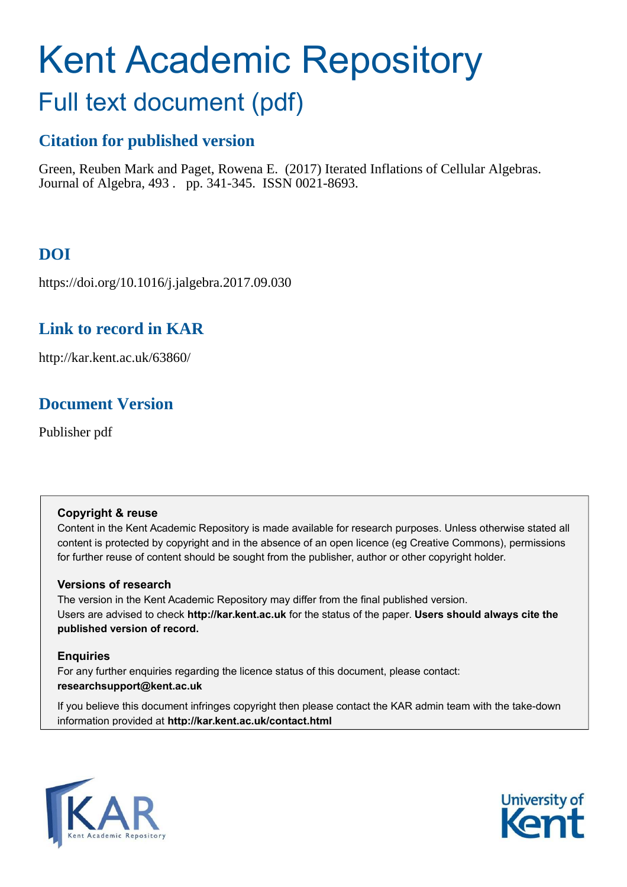# Kent Academic Repository

## Full text document (pdf)

### Citation for published version

Green, Reuben Mark and Paget, Rowena E. (2017) Iterated Inflations of Cellular Algebras. Journal of Algebra, 493 . pp. 341-345. ISSN 0021-8693.

### DOI

https://doi.org/10.1016/j.jalgebra.2017.09.030

### Link to record in KAR

http://kar.kent.ac.uk/63860/

### Document Version

Publisher pdf

**Copyright & reuse**

Content in the Kent Academic Repository is made available for research purposes. Unless otherwise stated all content is protected by copyright and in the absence of an open licence (eg Creative Commons), permissions for further reuse of content should be sought from the publisher, author or other copyright holder.

**Versions of research**

The version in the Kent Academic Repository may differ from the final published version.
Users are advised to check **http://kar.kent.ac.uk** for the status of the paper. **Users should always cite the published version of record.**

**Enquiries**

For any further enquiries regarding the licence status of this document, please contact:
**researchsupport@kent.ac.uk**

If you believe this document infringes copyright then please contact the KAR admin team with the take-down information provided at **http://kar.kent.ac.uk/contact.html**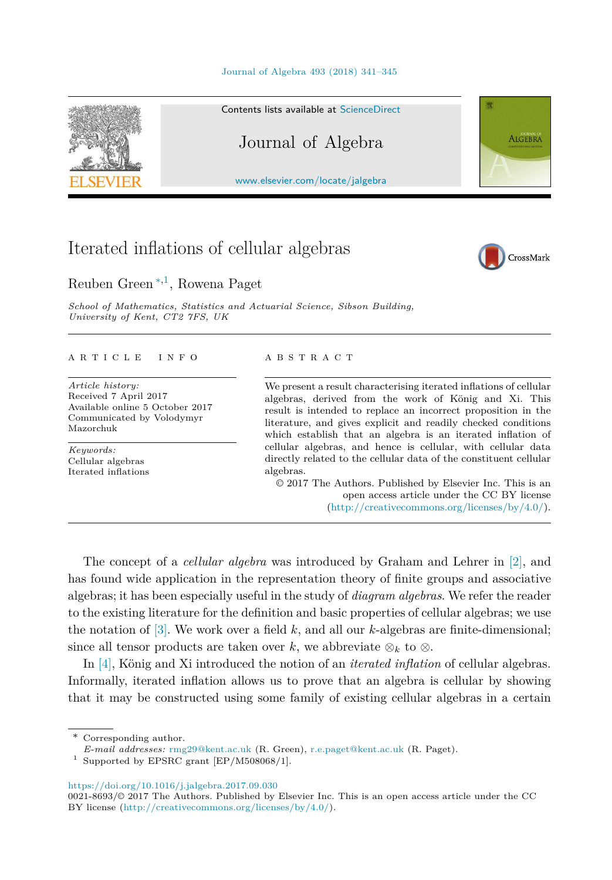# Iterated inflations of cellular algebras

Reuben Green [*,1], Rowena Paget

*School of Mathematics, Statistics and Actuarial Science, Sibson Building, University of Kent, CT2 7FS, UK*

---

A R T I C L E   I N F O

*Article history:*
Received 7 April 2017
Available online 5 October 2017
Communicated by Volodymyr Mazorchuk

*Keywords:*
Cellular algebras
Iterated inflations

A B S T R A C T

We present a result characterising iterated inflations of cellular algebras, derived from the work of König and Xi. This result is intended to replace an incorrect proposition in the literature, and gives explicit and readily checked conditions which establish that an algebra is an iterated inflation of cellular algebras, and hence is cellular, with cellular data directly related to the cellular data of the constituent cellular algebras.

© 2017 The Authors. Published by Elsevier Inc. This is an open access article under the CC BY license (http://creativecommons.org/licenses/by/4.0/).

---

The concept of a *cellular algebra* was introduced by Graham and Lehrer in [2], and has found wide application in the representation theory of finite groups and associative algebras; it has been especially useful in the study of *diagram algebras*. We refer the reader to the existing literature for the definition and basic properties of cellular algebras; we use the notation of [3]. We work over a field $k$, and all our $k$-algebras are finite-dimensional; since all tensor products are taken over $k$, we abbreviate $\otimes_k$ to $\otimes$.

In [4], König and Xi introduced the notion of an *iterated inflation* of cellular algebras. Informally, iterated inflation allows us to prove that an algebra is cellular by showing that it may be constructed using some family of existing cellular algebras in a certain

---

\* Corresponding author.
*E-mail addresses:* rmg29@kent.ac.uk (R. Green), r.e.paget@kent.ac.uk (R. Paget).
[1] Supported by EPSRC grant [EP/M508068/1].

https://doi.org/10.1016/j.jalgebra.2017.09.030
0021-8693/© 2017 The Authors. Published by Elsevier Inc. This is an open access article under the CC BY license (http://creativecommons.org/licenses/by/4.0/).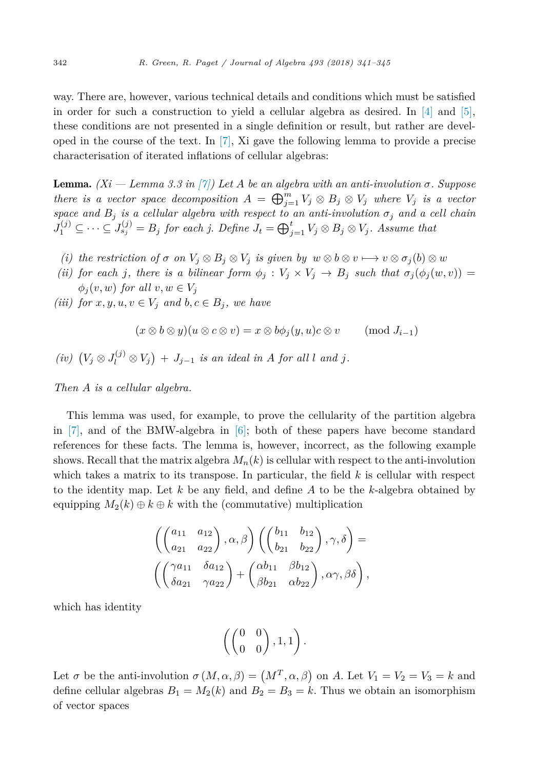way. There are, however, various technical details and conditions which must be satisfied in order for such a construction to yield a cellular algebra as desired. In [4] and [5], these conditions are not presented in a single definition or result, but rather are developed in the course of the text. In [7], Xi gave the following lemma to provide a precise characterisation of iterated inflations of cellular algebras:

**Lemma.** *(Xi — Lemma 3.3 in [7]) Let $A$ be an algebra with an anti-involution $\sigma$. Suppose there is a vector space decomposition $A = \bigoplus_{j=1}^{m} V_j \otimes B_j \otimes V_j$ where $V_j$ is a vector space and $B_j$ is a cellular algebra with respect to an anti-involution $\sigma_j$ and a cell chain $J_1^{(j)} \subseteq \cdots \subseteq J_{s_j}^{(j)} = B_j$ for each $j$. Define $J_t = \bigoplus_{j=1}^{t} V_j \otimes B_j \otimes V_j$. Assume that*

*(i) the restriction of $\sigma$ on $V_j \otimes B_j \otimes V_j$ is given by $w \otimes b \otimes v \longmapsto v \otimes \sigma_j(b) \otimes w$*

*(ii) for each $j$, there is a bilinear form $\phi_j : V_j \times V_j \to B_j$ such that $\sigma_j(\phi_j(w, v)) = \phi_j(v, w)$ for all $v, w \in V_j$*

*(iii) for $x, y, u, v \in V_j$ and $b, c \in B_j$, we have*

$$(x \otimes b \otimes y)(u \otimes c \otimes v) = x \otimes b\phi_j(y, u)c \otimes v \qquad (\text{mod } J_{i-1})$$

*(iv) $\left(V_j \otimes J_l^{(j)} \otimes V_j\right) + J_{j-1}$ is an ideal in $A$ for all $l$ and $j$.*

*Then $A$ is a cellular algebra.*

This lemma was used, for example, to prove the cellularity of the partition algebra in [7], and of the BMW-algebra in [6]; both of these papers have become standard references for these facts. The lemma is, however, incorrect, as the following example shows. Recall that the matrix algebra $M_n(k)$ is cellular with respect to the anti-involution which takes a matrix to its transpose. In particular, the field $k$ is cellular with respect to the identity map. Let $k$ be any field, and define $A$ to be the $k$-algebra obtained by equipping $M_2(k) \oplus k \oplus k$ with the (commutative) multiplication

$$\left( \begin{pmatrix} a_{11} & a_{12} \\ a_{21} & a_{22} \end{pmatrix}, \alpha, \beta \right) \left( \begin{pmatrix} b_{11} & b_{12} \\ b_{21} & b_{22} \end{pmatrix}, \gamma, \delta \right) =$$
$$\left( \begin{pmatrix} \gamma a_{11} & \delta a_{12} \\ \delta a_{21} & \gamma a_{22} \end{pmatrix} + \begin{pmatrix} \alpha b_{11} & \beta b_{12} \\ \beta b_{21} & \alpha b_{22} \end{pmatrix}, \alpha\gamma, \beta\delta \right),$$

which has identity

$$\left( \begin{pmatrix} 0 & 0 \\ 0 & 0 \end{pmatrix}, 1, 1 \right).$$

Let $\sigma$ be the anti-involution $\sigma\left(M, \alpha, \beta\right) = \left(M^T, \alpha, \beta\right)$ on $A$. Let $V_1 = V_2 = V_3 = k$ and define cellular algebras $B_1 = M_2(k)$ and $B_2 = B_3 = k$. Thus we obtain an isomorphism of vector spaces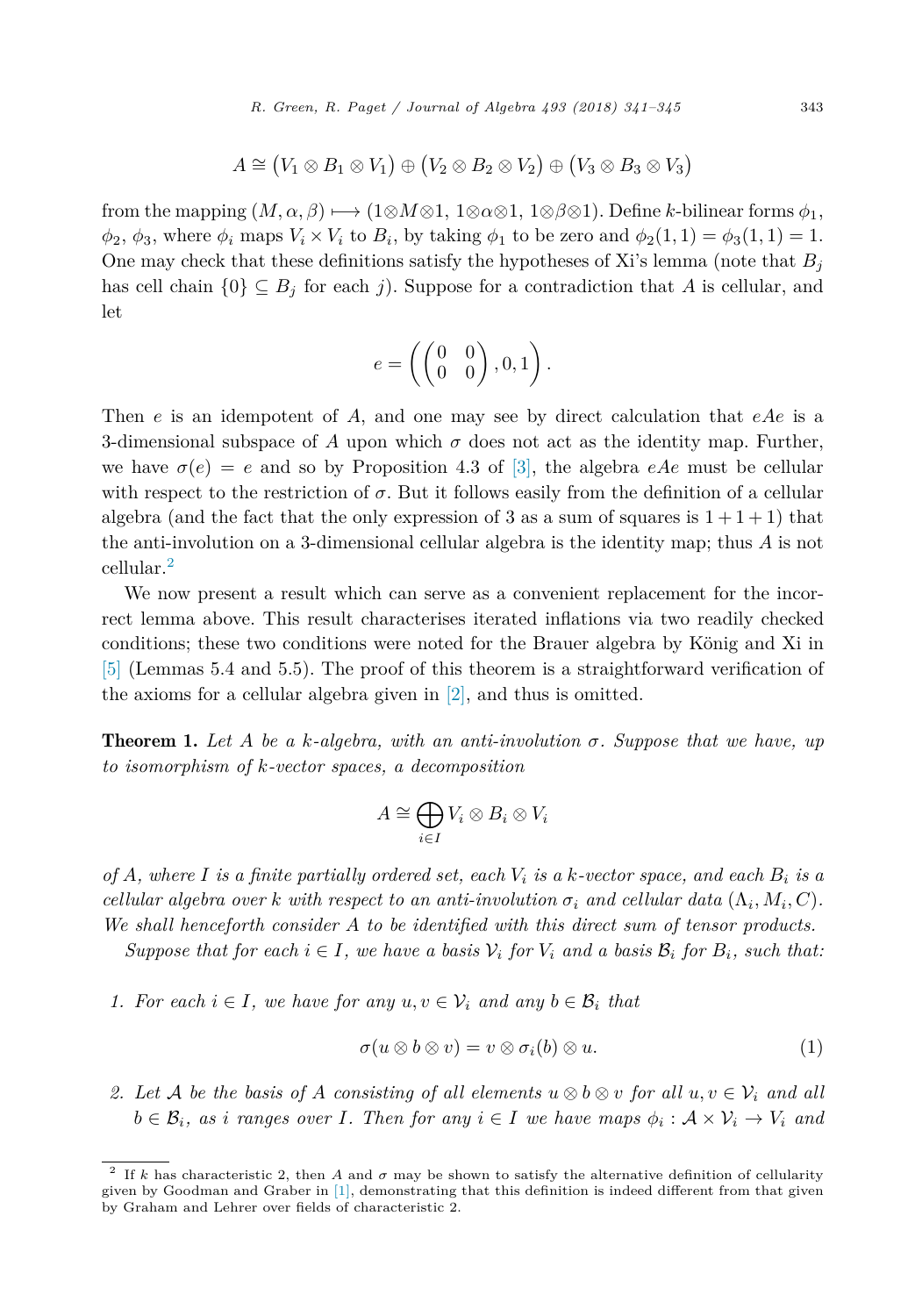$$A \cong (V_1 \otimes B_1 \otimes V_1) \oplus (V_2 \otimes B_2 \otimes V_2) \oplus (V_3 \otimes B_3 \otimes V_3)$$

from the mapping $(M, \alpha, \beta) \longmapsto (1 \otimes M \otimes 1,\ 1 \otimes \alpha \otimes 1,\ 1 \otimes \beta \otimes 1)$. Define $k$-bilinear forms $\phi_1$, $\phi_2$, $\phi_3$, where $\phi_i$ maps $V_i \times V_i$ to $B_i$, by taking $\phi_1$ to be zero and $\phi_2(1,1) = \phi_3(1,1) = 1$. One may check that these definitions satisfy the hypotheses of Xi's lemma (note that $B_j$ has cell chain $\{0\} \subseteq B_j$ for each $j$). Suppose for a contradiction that $A$ is cellular, and let

$$e = \left( \begin{pmatrix} 0 & 0 \\ 0 & 0 \end{pmatrix}, 0, 1 \right).$$

Then $e$ is an idempotent of $A$, and one may see by direct calculation that $eAe$ is a 3-dimensional subspace of $A$ upon which $\sigma$ does not act as the identity map. Further, we have $\sigma(e) = e$ and so by Proposition 4.3 of [3], the algebra $eAe$ must be cellular with respect to the restriction of $\sigma$. But it follows easily from the definition of a cellular algebra (and the fact that the only expression of 3 as a sum of squares is $1 + 1 + 1$) that the anti-involution on a 3-dimensional cellular algebra is the identity map; thus $A$ is not cellular.[2]

We now present a result which can serve as a convenient replacement for the incorrect lemma above. This result characterises iterated inflations via two readily checked conditions; these two conditions were noted for the Brauer algebra by König and Xi in [5] (Lemmas 5.4 and 5.5). The proof of this theorem is a straightforward verification of the axioms for a cellular algebra given in [2], and thus is omitted.

**Theorem 1.** *Let $A$ be a $k$-algebra, with an anti-involution $\sigma$. Suppose that we have, up to isomorphism of $k$-vector spaces, a decomposition*

$$A \cong \bigoplus_{i \in I} V_i \otimes B_i \otimes V_i$$

*of $A$, where $I$ is a finite partially ordered set, each $V_i$ is a $k$-vector space, and each $B_i$ is a cellular algebra over $k$ with respect to an anti-involution $\sigma_i$ and cellular data $(\Lambda_i, M_i, C)$. We shall henceforth consider $A$ to be identified with this direct sum of tensor products.*

*Suppose that for each $i \in I$, we have a basis $\mathcal{V}_i$ for $V_i$ and a basis $\mathcal{B}_i$ for $B_i$, such that:*

1. *For each $i \in I$, we have for any $u, v \in \mathcal{V}_i$ and any $b \in \mathcal{B}_i$ that*

$$\sigma(u \otimes b \otimes v) = v \otimes \sigma_i(b) \otimes u. \tag{1}$$

2. *Let $\mathcal{A}$ be the basis of $A$ consisting of all elements $u \otimes b \otimes v$ for all $u, v \in \mathcal{V}_i$ and all $b \in \mathcal{B}_i$, as $i$ ranges over $I$. Then for any $i \in I$ we have maps $\phi_i : \mathcal{A} \times \mathcal{V}_i \to V_i$ and*

---

[2] If $k$ has characteristic 2, then $A$ and $\sigma$ may be shown to satisfy the alternative definition of cellularity given by Goodman and Graber in [1], demonstrating that this definition is indeed different from that given by Graham and Lehrer over fields of characteristic 2.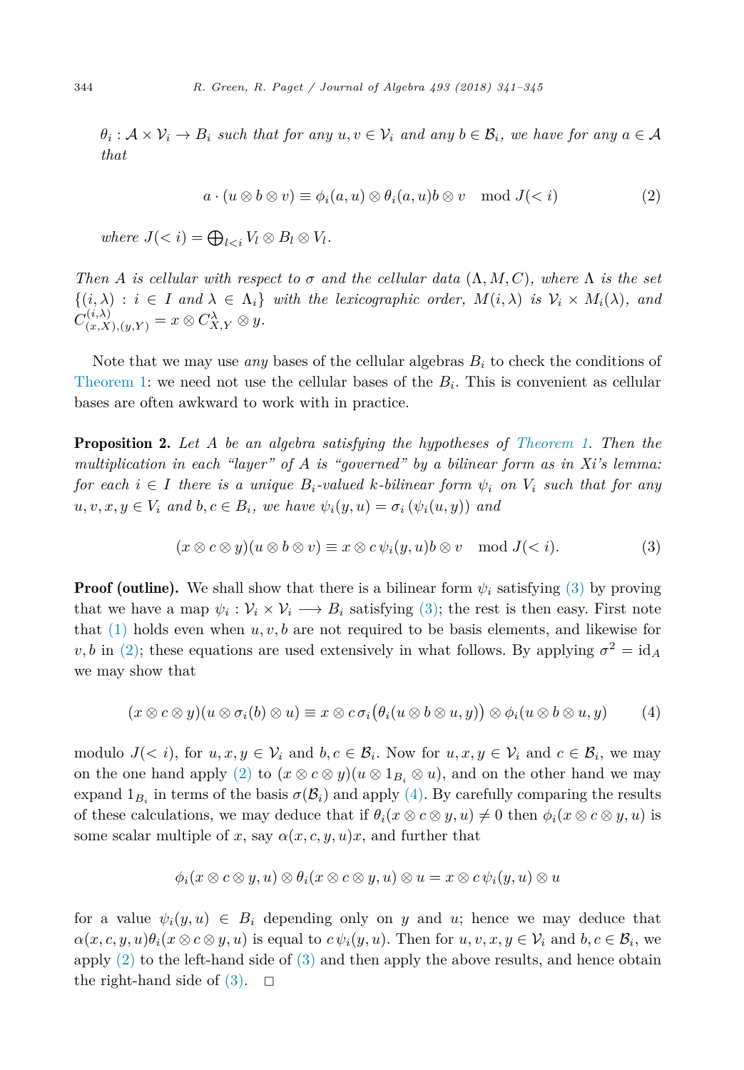*$\theta_i : \mathcal{A} \times \mathcal{V}_i \to B_i$ such that for any $u, v \in \mathcal{V}_i$ and any $b \in \mathcal{B}_i$, we have for any $a \in \mathcal{A}$ that*

$$a \cdot (u \otimes b \otimes v) \equiv \phi_i(a, u) \otimes \theta_i(a, u)b \otimes v \mod J(< i) \tag{2}$$

*where $J(< i) = \bigoplus_{l<i} V_l \otimes B_l \otimes V_l$.*

*Then $A$ is cellular with respect to $\sigma$ and the cellular data $(\Lambda, M, C)$, where $\Lambda$ is the set $\{(i, \lambda) : i \in I \text{ and } \lambda \in \Lambda_i\}$ with the lexicographic order, $M(i, \lambda)$ is $\mathcal{V}_i \times M_i(\lambda)$, and $C^{(i,\lambda)}_{(x,X),(y,Y)} = x \otimes C^{\lambda}_{X,Y} \otimes y$.*

Note that we may use *any* bases of the cellular algebras $B_i$ to check the conditions of Theorem 1: we need not use the cellular bases of the $B_i$. This is convenient as cellular bases are often awkward to work with in practice.

**Proposition 2.** *Let $A$ be an algebra satisfying the hypotheses of Theorem 1. Then the multiplication in each "layer" of $A$ is "governed" by a bilinear form as in Xi's lemma: for each $i \in I$ there is a unique $B_i$-valued $k$-bilinear form $\psi_i$ on $V_i$ such that for any $u, v, x, y \in V_i$ and $b, c \in B_i$, we have $\psi_i(y, u) = \sigma_i(\psi_i(u, y))$ and*

$$(x \otimes c \otimes y)(u \otimes b \otimes v) \equiv x \otimes c\, \psi_i(y, u)b \otimes v \mod J(< i). \tag{3}$$

**Proof (outline).** We shall show that there is a bilinear form $\psi_i$ satisfying (3) by proving that we have a map $\psi_i : \mathcal{V}_i \times \mathcal{V}_i \longrightarrow B_i$ satisfying (3); the rest is then easy. First note that (1) holds even when $u, v, b$ are not required to be basis elements, and likewise for $v, b$ in (2); these equations are used extensively in what follows. By applying $\sigma^2 = \mathrm{id}_A$ we may show that

$$(x \otimes c \otimes y)(u \otimes \sigma_i(b) \otimes u) \equiv x \otimes c\, \sigma_i\big(\theta_i(u \otimes b \otimes u, y)\big) \otimes \phi_i(u \otimes b \otimes u, y) \tag{4}$$

modulo $J(< i)$, for $u, x, y \in \mathcal{V}_i$ and $b, c \in \mathcal{B}_i$. Now for $u, x, y \in \mathcal{V}_i$ and $c \in \mathcal{B}_i$, we may on the one hand apply (2) to $(x \otimes c \otimes y)(u \otimes 1_{B_i} \otimes u)$, and on the other hand we may expand $1_{B_i}$ in terms of the basis $\sigma(\mathcal{B}_i)$ and apply (4). By carefully comparing the results of these calculations, we may deduce that if $\theta_i(x \otimes c \otimes y, u) \neq 0$ then $\phi_i(x \otimes c \otimes y, u)$ is some scalar multiple of $x$, say $\alpha(x, c, y, u)x$, and further that

$$\phi_i(x \otimes c \otimes y, u) \otimes \theta_i(x \otimes c \otimes y, u) \otimes u = x \otimes c\, \psi_i(y, u) \otimes u$$

for a value $\psi_i(y, u) \in B_i$ depending only on $y$ and $u$; hence we may deduce that $\alpha(x, c, y, u)\theta_i(x \otimes c \otimes y, u)$ is equal to $c\, \psi_i(y, u)$. Then for $u, v, x, y \in \mathcal{V}_i$ and $b, c \in \mathcal{B}_i$, we apply (2) to the left-hand side of (3) and then apply the above results, and hence obtain the right-hand side of (3). $\square$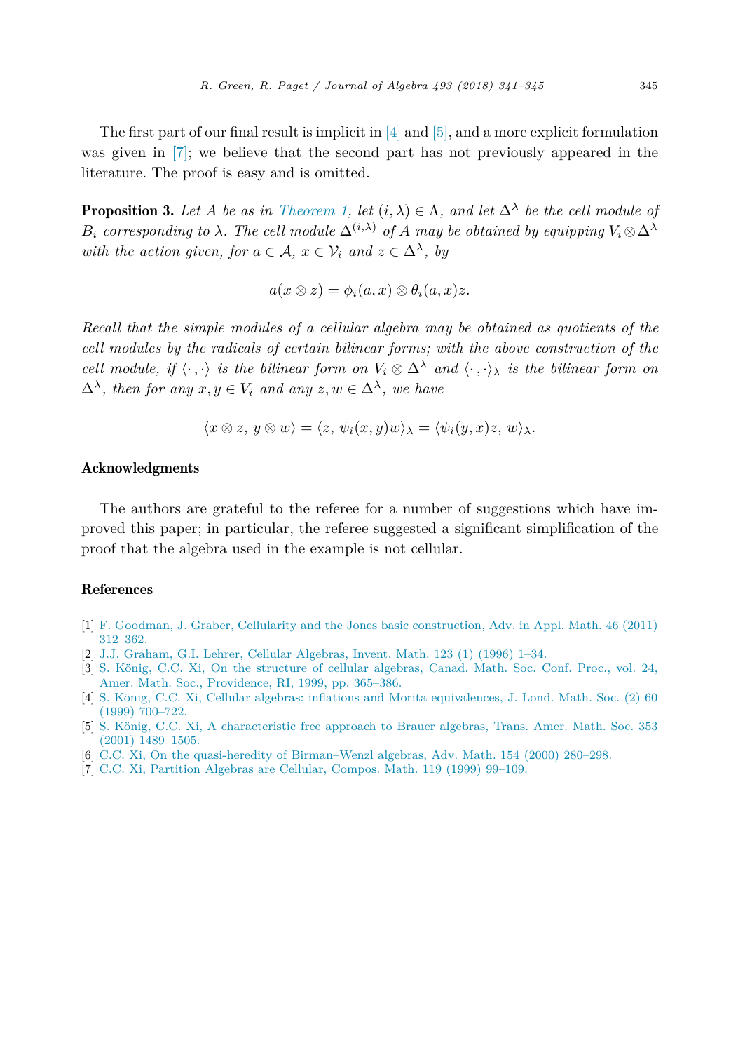The first part of our final result is implicit in [4] and [5], and a more explicit formulation was given in [7]; we believe that the second part has not previously appeared in the literature. The proof is easy and is omitted.

**Proposition 3.** *Let $A$ be as in Theorem 1, let $(i, \lambda) \in \Lambda$, and let $\Delta^\lambda$ be the cell module of $B_i$ corresponding to $\lambda$. The cell module $\Delta^{(i,\lambda)}$ of $A$ may be obtained by equipping $V_i \otimes \Delta^\lambda$ with the action given, for $a \in \mathcal{A}$, $x \in \mathcal{V}_i$ and $z \in \Delta^\lambda$, by*

$$a(x \otimes z) = \phi_i(a, x) \otimes \theta_i(a, x)z.$$

*Recall that the simple modules of a cellular algebra may be obtained as quotients of the cell modules by the radicals of certain bilinear forms; with the above construction of the cell module, if $\langle \cdot , \cdot \rangle$ is the bilinear form on $V_i \otimes \Delta^\lambda$ and $\langle \cdot , \cdot \rangle_\lambda$ is the bilinear form on $\Delta^\lambda$, then for any $x, y \in V_i$ and any $z, w \in \Delta^\lambda$, we have*

$$\langle x \otimes z,\, y \otimes w \rangle = \langle z,\, \psi_i(x, y)w \rangle_\lambda = \langle \psi_i(y, x)z,\, w \rangle_\lambda.$$

## Acknowledgments

The authors are grateful to the referee for a number of suggestions which have improved this paper; in particular, the referee suggested a significant simplification of the proof that the algebra used in the example is not cellular.

## References

[1] F. Goodman, J. Graber, Cellularity and the Jones basic construction, Adv. in Appl. Math. 46 (2011) 312–362.

[2] J.J. Graham, G.I. Lehrer, Cellular Algebras, Invent. Math. 123 (1) (1996) 1–34.

[3] S. König, C.C. Xi, On the structure of cellular algebras, Canad. Math. Soc. Conf. Proc., vol. 24, Amer. Math. Soc., Providence, RI, 1999, pp. 365–386.

[4] S. König, C.C. Xi, Cellular algebras: inflations and Morita equivalences, J. Lond. Math. Soc. (2) 60 (1999) 700–722.

[5] S. König, C.C. Xi, A characteristic free approach to Brauer algebras, Trans. Amer. Math. Soc. 353 (2001) 1489–1505.

[6] C.C. Xi, On the quasi-heredity of Birman–Wenzl algebras, Adv. Math. 154 (2000) 280–298.

[7] C.C. Xi, Partition Algebras are Cellular, Compos. Math. 119 (1999) 99–109.